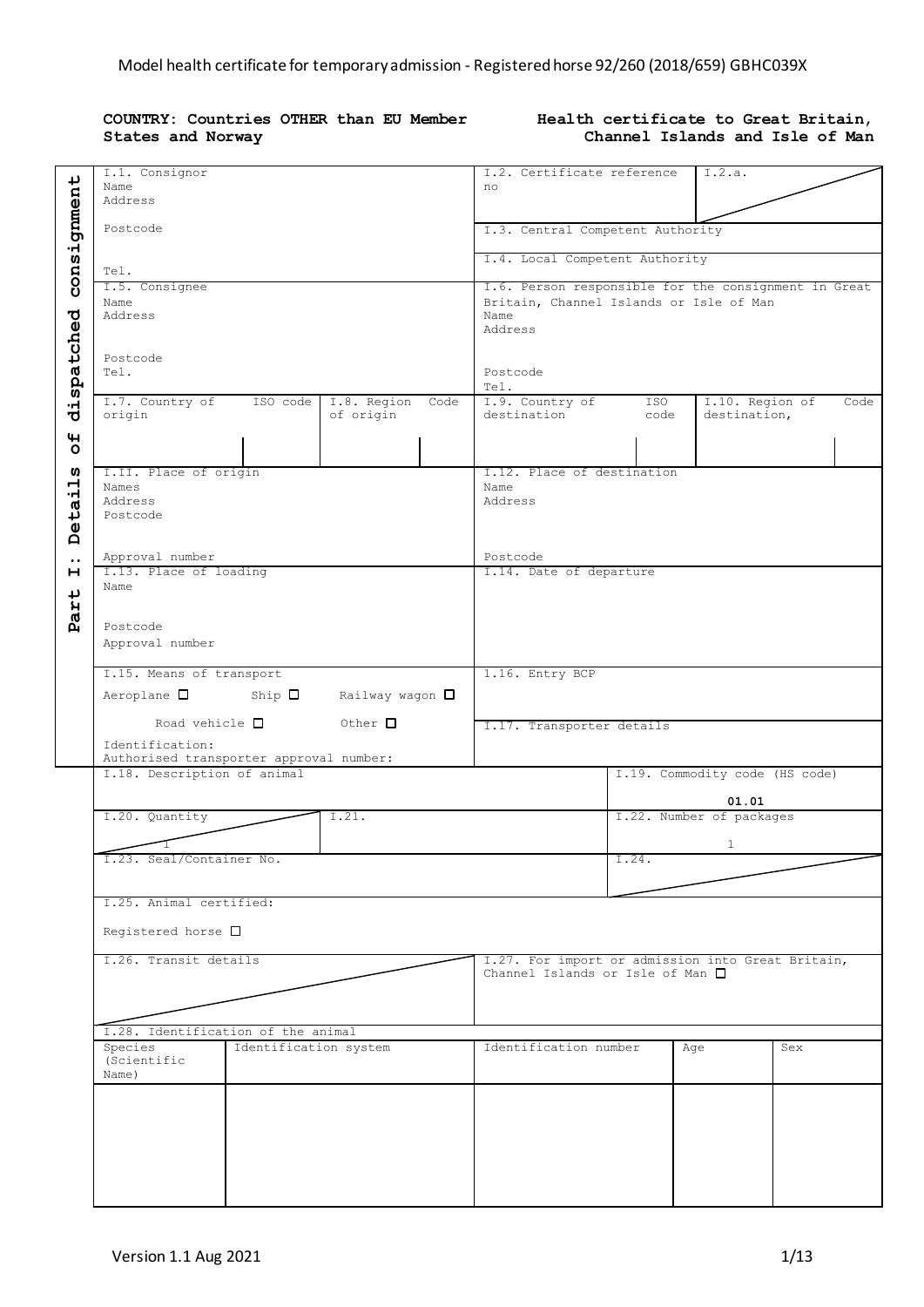Model health certificate for temporary admission - Registered horse 92/260 (2018/659) GBHC039X

**COUNTRY: Countries OTHER than EU Member States and Norway**

**Health certificate to Great Britain, Channel Islands and Isle of Man**

**Part I: Details of dispatched consignment**

| | |
|---|---|
| I.1. Consignor<br>Name<br>Address<br><br>Postcode<br><br>Tel. | I.2. Certificate reference no<br><br>I.2.a.<br><br>I.3. Central Competent Authority<br><br>I.4. Local Competent Authority |
| I.5. Consignee<br>Name<br>Address<br><br>Postcode<br>Tel. | I.6. Person responsible for the consignment in Great Britain, Channel Islands or Isle of Man<br>Name<br>Address<br><br>Postcode<br>Tel. |
| I.7. Country of origin / ISO code<br>I.8. Region of origin / Code | I.9. Country of destination / ISO code<br>I.10. Region of destination, / Code |
| I.11. Place of origin<br>Names<br>Address<br>Postcode<br><br>Approval number | I.12. Place of destination<br>Name<br>Address<br><br>Postcode |
| I.13. Place of loading<br>Name<br><br>Postcode<br>Approval number | I.14. Date of departure |
| I.15. Means of transport<br>Aeroplane ☐ Ship ☐ Railway wagon ☐<br>Road vehicle ☐ Other ☐<br>Identification:<br>Authorised transporter approval number: | I.16. Entry BCP<br><br>I.17. Transporter details |
| I.18. Description of animal | I.19. Commodity code (HS code)<br>**01.01** |
| I.20. Quantity<br>1<br>I.21. | I.22. Number of packages<br>1 |
| I.23. Seal/Container No. | I.24. |
| I.25. Animal certified:<br><br>Registered horse ☐ | |
| I.26. Transit details | I.27. For import or admission into Great Britain, Channel Islands or Isle of Man ☐ |

I.28. Identification of the animal

| Species (Scientific Name) | Identification system | Identification number | Age | Sex |
|---|---|---|---|---|
| | | | | |

Version 1.1 Aug 2021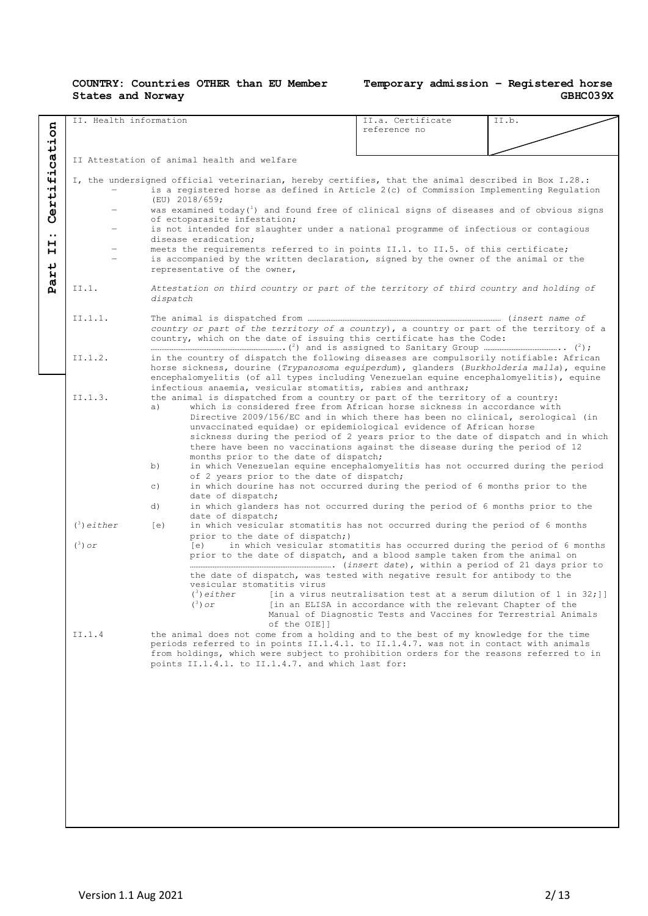**COUNTRY: Countries OTHER than EU Member States and Norway**

**Temporary admission – Registered horse GBHC039X**

**Part II: Certification**

| II. Health information | II.a. Certificate reference no | II.b. |
|---|---|---|

II Attestation of animal health and welfare

I, the undersigned official veterinarian, hereby certifies, that the animal described in Box I.28.:

- is a registered horse as defined in Article 2(c) of Commission Implementing Regulation (EU) 2018/659;
- was examined today[1] and found free of clinical signs of diseases and of obvious signs of ectoparasite infestation;
- is not intended for slaughter under a national programme of infectious or contagious disease eradication;
- meets the requirements referred to in points II.1. to II.5. of this certificate;
- is accompanied by the written declaration, signed by the owner of the animal or the representative of the owner,

II.1. *Attestation on third country or part of the territory of third country and holding of dispatch*

II.1.1. The animal is dispatched from …………………………………………………………………… (*insert name of country or part of the territory of a country*), a country or part of the territory of a country, which on the date of issuing this certificate has the Code: ………………………………………………….[2] and is assigned to Sanitary Group ……………………………….. [2];

II.1.2. in the country of dispatch the following diseases are compulsorily notifiable: African horse sickness, dourine (*Trypanosoma equiperdum*), glanders (*Burkholderia malla*), equine encephalomyelitis (of all types including Venezuelan equine encephalomyelitis), equine infectious anaemia, vesicular stomatitis, rabies and anthrax;

II.1.3. the animal is dispatched from a country or part of the territory of a country:

a) which is considered free from African horse sickness in accordance with Directive 2009/156/EC and in which there has been no clinical, serological (in unvaccinated equidae) or epidemiological evidence of African horse sickness during the period of 2 years prior to the date of dispatch and in which there have been no vaccinations against the disease during the period of 12 months prior to the date of dispatch;

b) in which Venezuelan equine encephalomyelitis has not occurred during the period of 2 years prior to the date of dispatch;

c) in which dourine has not occurred during the period of 6 months prior to the date of dispatch;

d) in which glanders has not occurred during the period of 6 months prior to the date of dispatch;

([3])*either* [e) in which vesicular stomatitis has not occurred during the period of 6 months prior to the date of dispatch;)

([3])*or* [e) in which vesicular stomatitis has occurred during the period of 6 months prior to the date of dispatch, and a blood sample taken from the animal on ……………………………………………. (*insert date*), within a period of 21 days prior to the date of dispatch, was tested with negative result for antibody to the vesicular stomatitis virus

([3])*either* [in a virus neutralisation test at a serum dilution of 1 in 32;]]

([3])*or* [in an ELISA in accordance with the relevant Chapter of the Manual of Diagnostic Tests and Vaccines for Terrestrial Animals of the OIE]]

II.1.4 the animal does not come from a holding and to the best of my knowledge for the time periods referred to in points II.1.4.1. to II.1.4.7. was not in contact with animals from holdings, which were subject to prohibition orders for the reasons referred to in points II.1.4.1. to II.1.4.7. and which last for:

Version 1.1 Aug 2021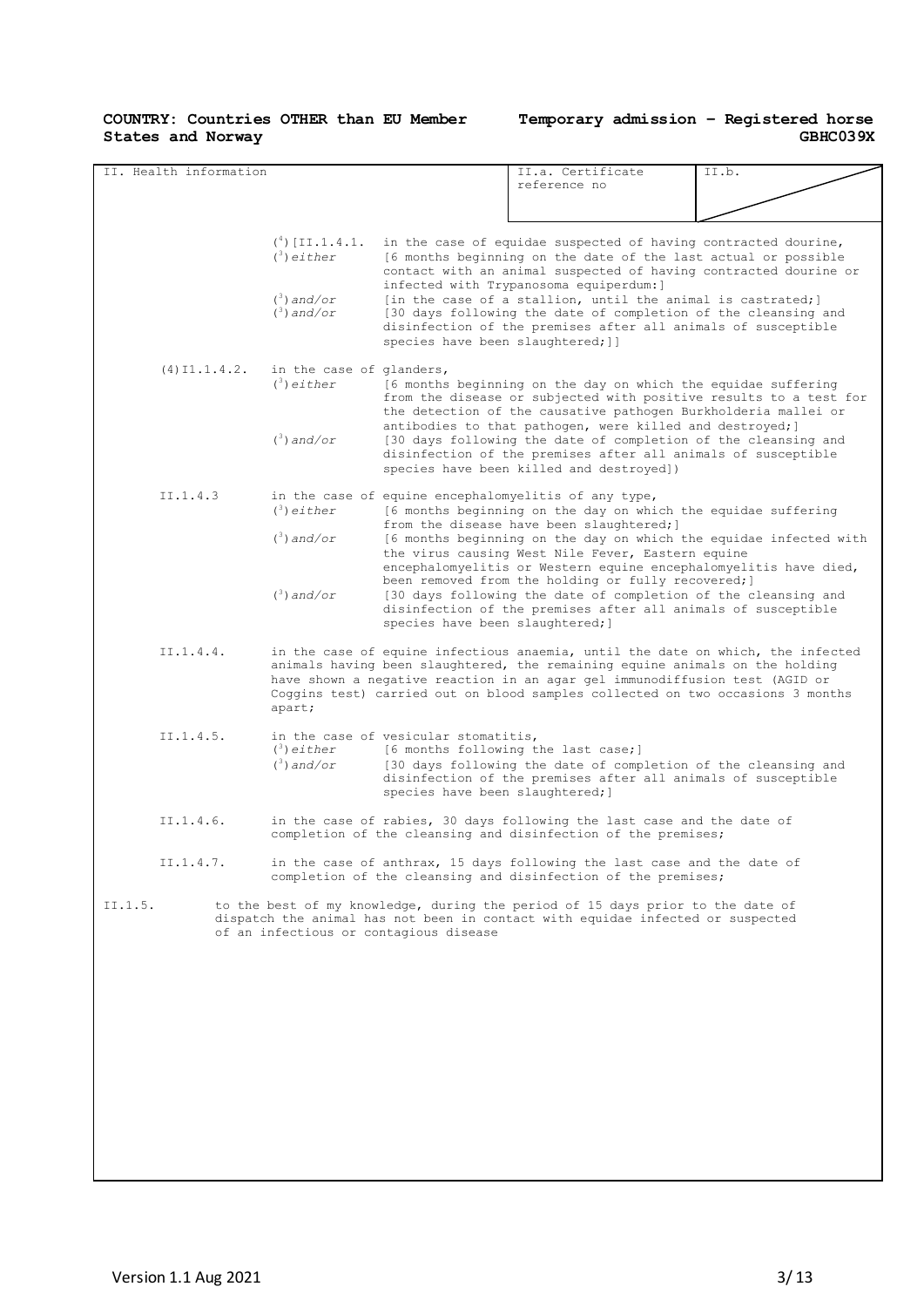**COUNTRY: Countries OTHER than EU Member States and Norway**

**Temporary admission – Registered horse GBHC039X**

| II. Health information | II.a. Certificate reference no | II.b. |
| --- | --- | --- |

([4])[II.1.4.1. in the case of equidae suspected of having contracted dourine,

([3])*either* [6 months beginning on the date of the last actual or possible contact with an animal suspected of having contracted dourine or infected with Trypanosoma equiperdum:]

([3])*and/or* [in the case of a stallion, until the animal is castrated;]

([3])*and/or* [30 days following the date of completion of the cleansing and disinfection of the premises after all animals of susceptible species have been slaughtered;]]

(4)I1.1.4.2. in the case of glanders,

([3])*either* [6 months beginning on the day on which the equidae suffering from the disease or subjected with positive results to a test for the detection of the causative pathogen Burkholderia mallei or antibodies to that pathogen, were killed and destroyed;]

([3])*and/or* [30 days following the date of completion of the cleansing and disinfection of the premises after all animals of susceptible species have been killed and destroyed])

II.1.4.3 in the case of equine encephalomyelitis of any type,

([3])*either* [6 months beginning on the day on which the equidae suffering from the disease have been slaughtered;]

([3])*and/or* [6 months beginning on the day on which the equidae infected with the virus causing West Nile Fever, Eastern equine encephalomyelitis or Western equine encephalomyelitis have died, been removed from the holding or fully recovered;]

([3])*and/or* [30 days following the date of completion of the cleansing and disinfection of the premises after all animals of susceptible species have been slaughtered;]

II.1.4.4. in the case of equine infectious anaemia, until the date on which, the infected animals having been slaughtered, the remaining equine animals on the holding have shown a negative reaction in an agar gel immunodiffusion test (AGID or Coggins test) carried out on blood samples collected on two occasions 3 months apart;

II.1.4.5. in the case of vesicular stomatitis,

([3])*either* [6 months following the last case;]

([3])*and/or* [30 days following the date of completion of the cleansing and disinfection of the premises after all animals of susceptible species have been slaughtered;]

II.1.4.6. in the case of rabies, 30 days following the last case and the date of completion of the cleansing and disinfection of the premises;

II.1.4.7. in the case of anthrax, 15 days following the last case and the date of completion of the cleansing and disinfection of the premises;

II.1.5. to the best of my knowledge, during the period of 15 days prior to the date of dispatch the animal has not been in contact with equidae infected or suspected of an infectious or contagious disease

Version 1.1 Aug 2021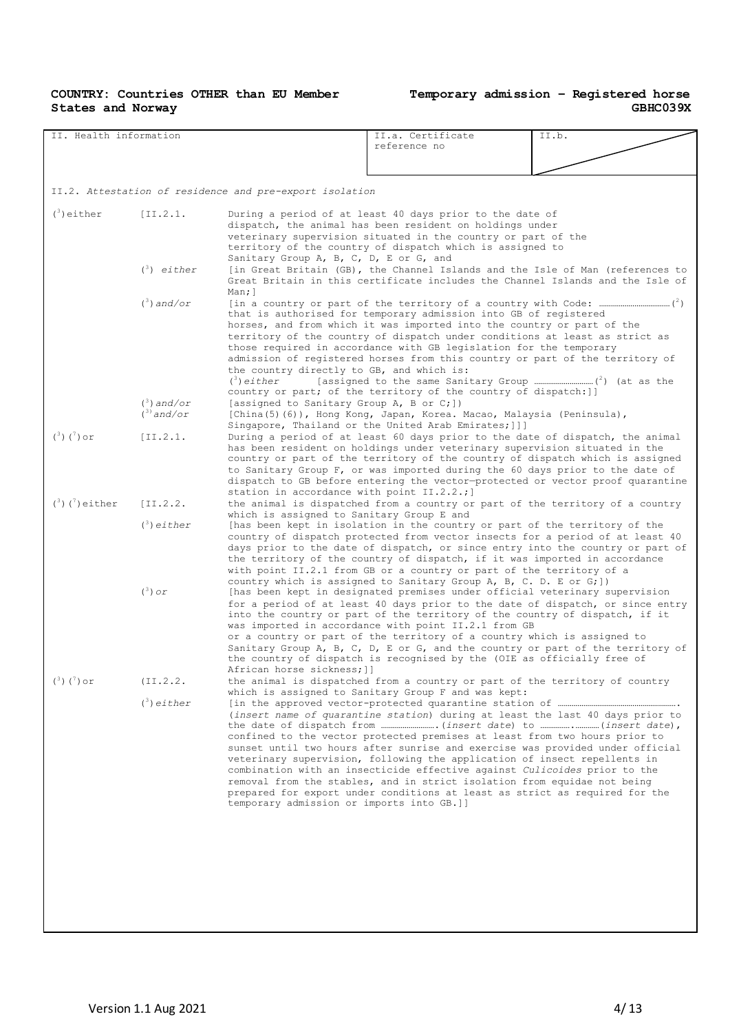**COUNTRY: Countries OTHER than EU Member States and Norway** | **Temporary admission – Registered horse GBHC039X**

| II. Health information | II.a. Certificate reference no | II.b. |
|---|---|---|

II.2. *Attestation of residence and pre-export isolation*

(3) either [II.2.1. During a period of at least 40 days prior to the date of dispatch, the animal has been resident on holdings under veterinary supervision situated in the country or part of the territory of the country of dispatch which is assigned to Sanitary Group A, B, C, D, E or G, and

- (3) *either* [in Great Britain (GB), the Channel Islands and the Isle of Man (references to Great Britain in this certificate includes the Channel Islands and the Isle of Man;]
- (3) *and/or* [in a country or part of the territory of a country with Code: ……………………… (2) that is authorised for temporary admission into GB of registered horses, and from which it was imported into the country or part of the territory of the country of dispatch under conditions at least as strict as those required in accordance with GB legislation for the temporary admission of registered horses from this country or part of the territory of the country directly to GB, and which is:
  - (3) *either* [assigned to the same Sanitary Group …………………… (2) (at as the country or part; of the territory of the country of dispatch:]]
  - (3) *and/or* [assigned to Sanitary Group A, B or C;])
  - (3) *and/or* [China(5)(6)), Hong Kong, Japan, Korea. Macao, Malaysia (Peninsula), Singapore, Thailand or the United Arab Emirates;]]]

(3) (7) or [II.2.1. During a period of at least 60 days prior to the date of dispatch, the animal has been resident on holdings under veterinary supervision situated in the country or part of the territory of the country of dispatch which is assigned to Sanitary Group F, or was imported during the 60 days prior to the date of dispatch to GB before entering the vector—protected or vector proof quarantine station in accordance with point II.2.2.;]

(3) (7) either [II.2.2. the animal is dispatched from a country or part of the territory of a country which is assigned to Sanitary Group E and

- (3) *either* [has been kept in isolation in the country or part of the territory of the country of dispatch protected from vector insects for a period of at least 40 days prior to the date of dispatch, or since entry into the country or part of the territory of the country of dispatch, if it was imported in accordance with point II.2.1 from GB or a country or part of the territory of a country which is assigned to Sanitary Group A, B, C. D. E or G;])
- (3) *or* [has been kept in designated premises under official veterinary supervision for a period of at least 40 days prior to the date of dispatch, or since entry into the country or part of the territory of the country of dispatch, if it was imported in accordance with point II.2.1 from GB or a country or part of the territory of a country which is assigned to Sanitary Group A, B, C, D, E or G, and the country or part of the territory of the country of dispatch is recognised by the (OIE as officially free of African horse sickness;]]

(3) (7) or (II.2.2. the animal is dispatched from a country or part of the territory of country which is assigned to Sanitary Group F and was kept:

- (3) *either* [in the approved vector-protected quarantine station of ……………………………………………. (*insert name of quarantine station*) during at least the last 40 days prior to the date of dispatch from ……………………. (*insert date*) to ……………..………… (*insert date*), confined to the vector protected premises at least from two hours prior to sunset until two hours after sunrise and exercise was provided under official veterinary supervision, following the application of insect repellents in combination with an insecticide effective against *Culicoides* prior to the removal from the stables, and in strict isolation from equidae not being prepared for export under conditions at least as strict as required for the temporary admission or imports into GB.]]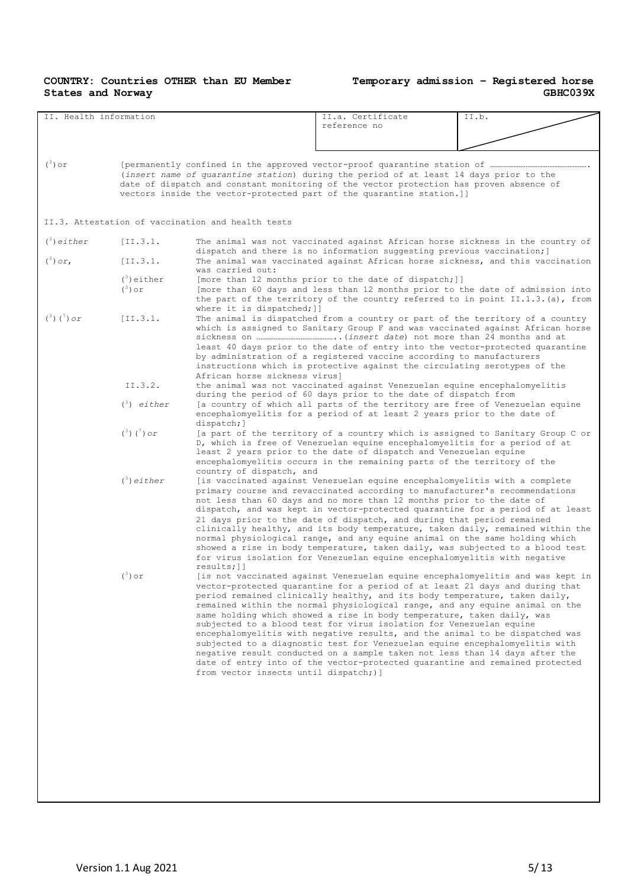**COUNTRY: Countries OTHER than EU Member States and Norway**

**Temporary admission – Registered horse GBHC039X**

| II. Health information | II.a. Certificate reference no | II.b. |
|---|---|---|

(3) or [permanently confined in the approved vector-proof quarantine station of …………………………………… (*insert name of quarantine station*) during the period of at least 14 days prior to the date of dispatch and constant monitoring of the vector protection has proven absence of vectors inside the vector-protected part of the quarantine station.]]

II.3. Attestation of vaccination and health tests

(3) *either* [II.3.1. The animal was not vaccinated against African horse sickness in the country of dispatch and there is no information suggesting previous vaccination;]

(3) *or,* [II.3.1. The animal was vaccinated against African horse sickness, and this vaccination was carried out:

- (3) either [more than 12 months prior to the date of dispatch;]]
- (3) or [more than 60 days and less than 12 months prior to the date of admission into the part of the territory of the country referred to in point II.1.3.(a), from where it is dispatched;]]

(3) (7) *or* [II.3.1. The animal is dispatched from a country or part of the territory of a country which is assigned to Sanitary Group F and was vaccinated against African horse sickness on ……………………………….(*insert date*) not more than 24 months and at least 40 days prior to the date of entry into the vector-protected quarantine by administration of a registered vaccine according to manufacturers instructions which is protective against the circulating serotypes of the African horse sickness virus]

II.3.2. the animal was not vaccinated against Venezuelan equine encephalomyelitis during the period of 60 days prior to the date of dispatch from

- (3) *either* [a country of which all parts of the territory are free of Venezuelan equine encephalomyelitis for a period of at least 2 years prior to the date of dispatch;]
- (3) (7) *or* [a part of the territory of a country which is assigned to Sanitary Group C or D, which is free of Venezuelan equine encephalomyelitis for a period of at least 2 years prior to the date of dispatch and Venezuelan equine encephalomyelitis occurs in the remaining parts of the territory of the country of dispatch, and
  - (3) *either* [is vaccinated against Venezuelan equine encephalomyelitis with a complete primary course and revaccinated according to manufacturer's recommendations not less than 60 days and no more than 12 months prior to the date of dispatch, and was kept in vector-protected quarantine for a period of at least 21 days prior to the date of dispatch, and during that period remained clinically healthy, and its body temperature, taken daily, remained within the normal physiological range, and any equine animal on the same holding which showed a rise in body temperature, taken daily, was subjected to a blood test for virus isolation for Venezuelan equine encephalomyelitis with negative results;]]
  - (3) or [is not vaccinated against Venezuelan equine encephalomyelitis and was kept in vector-protected quarantine for a period of at least 21 days and during that period remained clinically healthy, and its body temperature, taken daily, remained within the normal physiological range, and any equine animal on the same holding which showed a rise in body temperature, taken daily, was subjected to a blood test for virus isolation for Venezuelan equine encephalomyelitis with negative results, and the animal to be dispatched was subjected to a diagnostic test for Venezuelan equine encephalomyelitis with negative result conducted on a sample taken not less than 14 days after the date of entry into of the vector-protected quarantine and remained protected from vector insects until dispatch;)]

Version 1.1 Aug 2021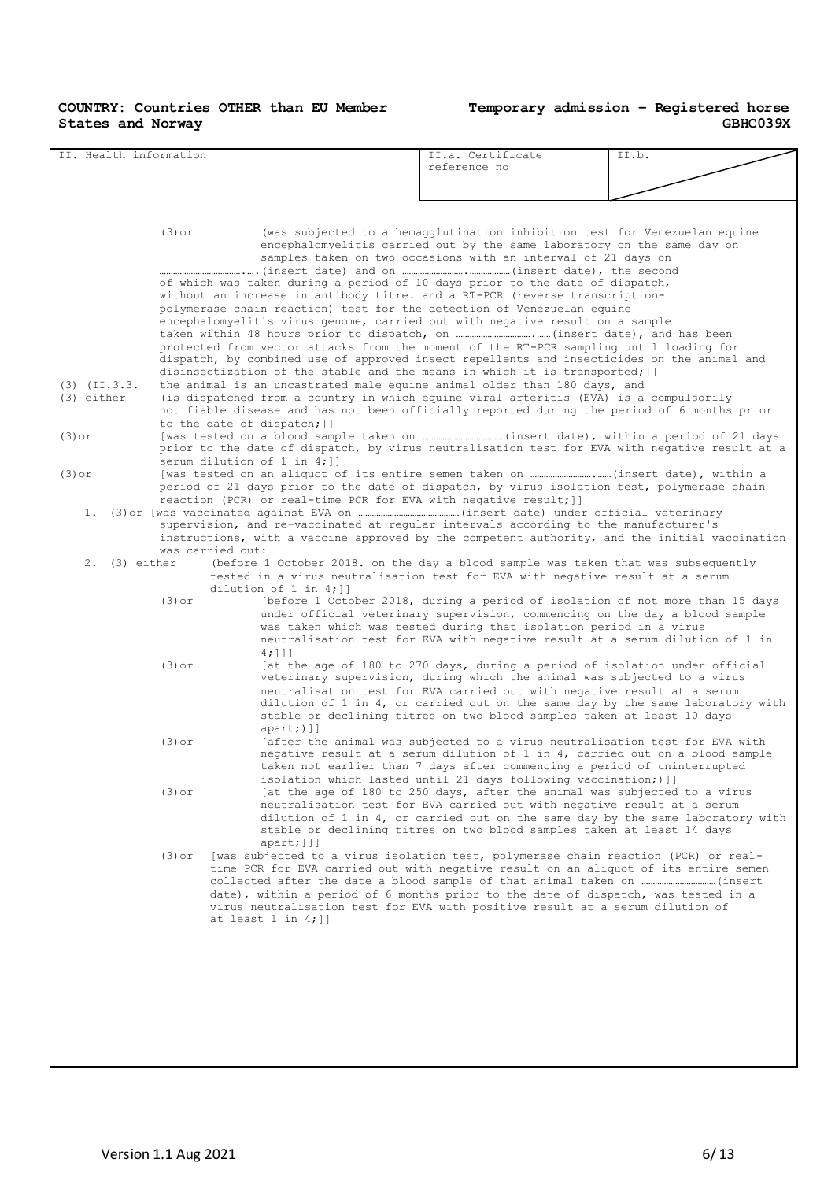COUNTRY: Countries OTHER than EU Member States and Norway

Temporary admission – Registered horse GBHC039X

| II. Health information | II.a. Certificate reference no | II.b. |
|---|---|---|

(3) or (was subjected to a hemagglutination inhibition test for Venezuelan equine encephalomyelitis carried out by the same laboratory on the same day on samples taken on two occasions with an interval of 21 days on ………………………..….(insert date) and on ……………………..………….(insert date), the second of which was taken during a period of 10 days prior to the date of dispatch, without an increase in antibody titre. and a RT-PCR (reverse transcription-polymerase chain reaction) test for the detection of Venezuelan equine encephalomyelitis virus genome, carried out with negative result on a sample taken within 48 hours prior to dispatch, on ……………………..……(insert date), and has been protected from vector attacks from the moment of the RT-PCR sampling until loading for dispatch, by combined use of approved insect repellents and insecticides on the animal and disinsectization of the stable and the means in which it is transported;]]

(3) (II.3.3. the animal is an uncastrated male equine animal older than 180 days, and

(3) either (is dispatched from a country in which equine viral arteritis (EVA) is a compulsorily notifiable disease and has not been officially reported during the period of 6 months prior to the date of dispatch;]]

(3) or [was tested on a blood sample taken on ……………………………(insert date), within a period of 21 days prior to the date of dispatch, by virus neutralisation test for EVA with negative result at a serum dilution of 1 in 4;]]

(3) or [was tested on an aliquot of its entire semen taken on ……………………..……(insert date), within a period of 21 days prior to the date of dispatch, by virus isolation test, polymerase chain reaction (PCR) or real-time PCR for EVA with negative result;]]

1. (3) or [was vaccinated against EVA on ……………………………………(insert date) under official veterinary supervision, and re-vaccinated at regular intervals according to the manufacturer's instructions, with a vaccine approved by the competent authority, and the initial vaccination was carried out:

2. (3) either (before 1 October 2018. on the day a blood sample was taken that was subsequently tested in a virus neutralisation test for EVA with negative result at a serum dilution of 1 in 4;]]

   (3) or [before 1 October 2018, during a period of isolation of not more than 15 days under official veterinary supervision, commencing on the day a blood sample was taken which was tested during that isolation period in a virus neutralisation test for EVA with negative result at a serum dilution of 1 in 4;]]]

   (3) or [at the age of 180 to 270 days, during a period of isolation under official veterinary supervision, during which the animal was subjected to a virus neutralisation test for EVA carried out with negative result at a serum dilution of 1 in 4, or carried out on the same day by the same laboratory with stable or declining titres on two blood samples taken at least 10 days apart;)]]

   (3) or [after the animal was subjected to a virus neutralisation test for EVA with negative result at a serum dilution of 1 in 4, carried out on a blood sample taken not earlier than 7 days after commencing a period of uninterrupted isolation which lasted until 21 days following vaccination;)]]

   (3) or [at the age of 180 to 250 days, after the animal was subjected to a virus neutralisation test for EVA carried out with negative result at a serum dilution of 1 in 4, or carried out on the same day by the same laboratory with stable or declining titres on two blood samples taken at least 14 days apart;]]]

   (3) or [was subjected to a virus isolation test, polymerase chain reaction (PCR) or real-time PCR for EVA carried out with negative result on an aliquot of its entire semen collected after the date a blood sample of that animal taken on ……………………………(insert date), within a period of 6 months prior to the date of dispatch, was tested in a virus neutralisation test for EVA with positive result at a serum dilution of at least 1 in 4;]]

Version 1.1 Aug 2021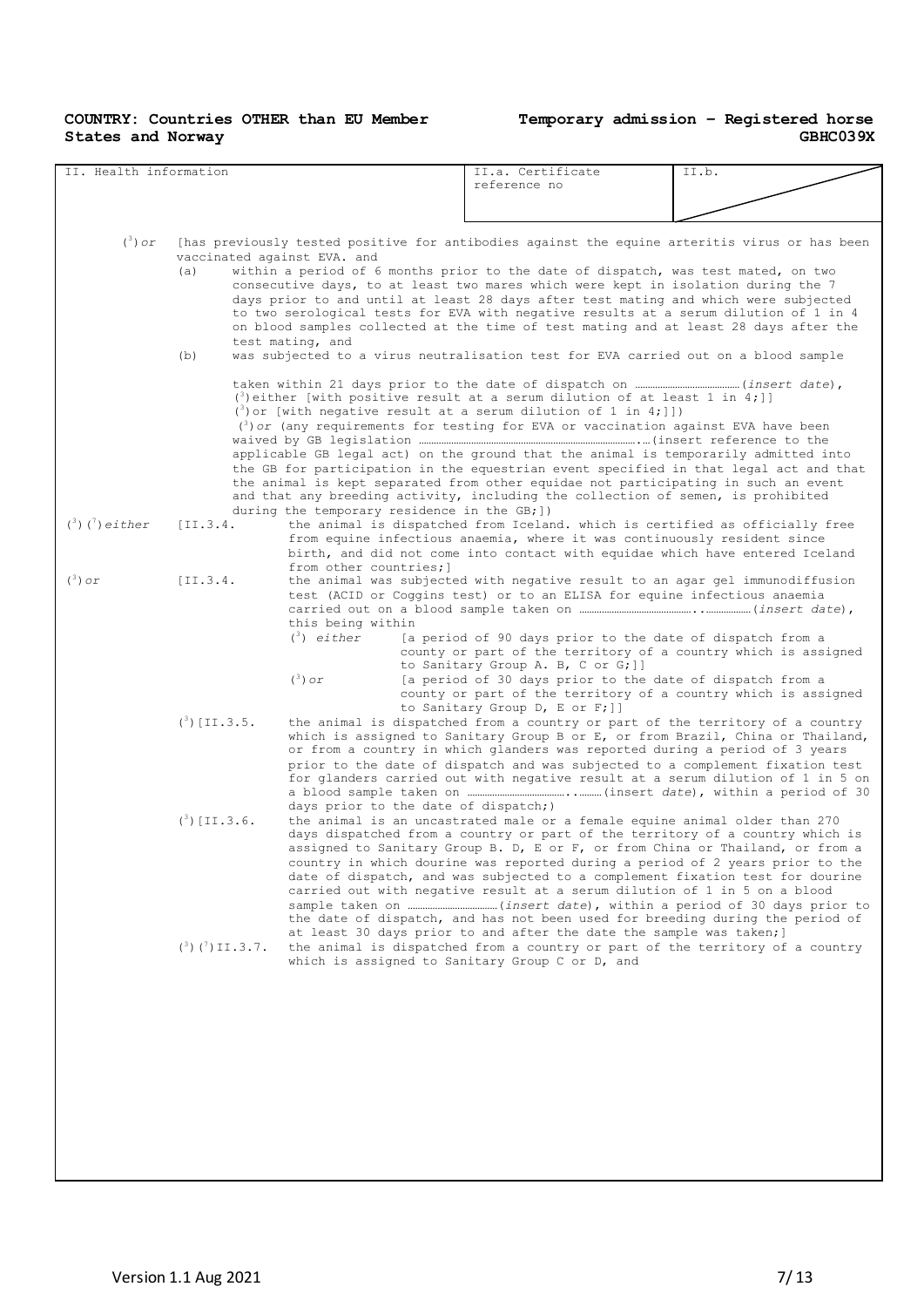**COUNTRY: Countries OTHER than EU Member States and Norway**

**Temporary admission – Registered horse GBHC039X**

| II. Health information | II.a. Certificate reference no | II.b. |
|---|---|---|

(3) *or* [has previously tested positive for antibodies against the equine arteritis virus or has been vaccinated against EVA. and

(a) within a period of 6 months prior to the date of dispatch, was test mated, on two consecutive days, to at least two mares which were kept in isolation during the 7 days prior to and until at least 28 days after test mating and which were subjected to two serological tests for EVA with negative results at a serum dilution of 1 in 4 on blood samples collected at the time of test mating and at least 28 days after the test mating, and

(b) was subjected to a virus neutralisation test for EVA carried out on a blood sample taken within 21 days prior to the date of dispatch on ……………………………(*insert date*),
(3) either [with positive result at a serum dilution of at least 1 in 4;]]
(3) or [with negative result at a serum dilution of 1 in 4;]])
(3) *or* (any requirements for testing for EVA or vaccination against EVA have been waived by GB legislation ……………………………………………...…(insert reference to the applicable GB legal act) on the ground that the animal is temporarily admitted into the GB for participation in the equestrian event specified in that legal act and that the animal is kept separated from other equidae not participating in such an event and that any breeding activity, including the collection of semen, is prohibited during the temporary residence in the GB;])

(3) (7) *either* [II.3.4. the animal is dispatched from Iceland. which is certified as officially free from equine infectious anaemia, where it was continuously resident since birth, and did not come into contact with equidae which have entered Iceland from other countries;]

(3) *or* [II.3.4. the animal was subjected with negative result to an agar gel immunodiffusion test (ACID or Coggins test) or to an ELISA for equine infectious anaemia carried out on a blood sample taken on ……………………………..………(*insert date*), this being within

(3) *either* [a period of 90 days prior to the date of dispatch from a county or part of the territory of a country which is assigned to Sanitary Group A. B, C or G;]]

(3) *or* [a period of 30 days prior to the date of dispatch from a county or part of the territory of a country which is assigned to Sanitary Group D, E or F;]]

(3) [II.3.5. the animal is dispatched from a country or part of the territory of a country which is assigned to Sanitary Group B or E, or from Brazil, China or Thailand, or from a country in which glanders was reported during a period of 3 years prior to the date of dispatch and was subjected to a complement fixation test for glanders carried out with negative result at a serum dilution of 1 in 5 on a blood sample taken on …………………………..………(insert *date*), within a period of 30 days prior to the date of dispatch;)

(3) [II.3.6. the animal is an uncastrated male or a female equine animal older than 270 days dispatched from a country or part of the territory of a country which is assigned to Sanitary Group B. D, E or F, or from China or Thailand, or from a country in which dourine was reported during a period of 2 years prior to the date of dispatch, and was subjected to a complement fixation test for dourine carried out with negative result at a serum dilution of 1 in 5 on a blood sample taken on ……………………(*insert date*), within a period of 30 days prior to the date of dispatch, and has not been used for breeding during the period of at least 30 days prior to and after the date the sample was taken;]

(3) (7) II.3.7. the animal is dispatched from a country or part of the territory of a country which is assigned to Sanitary Group C or D, and

Version 1.1 Aug 2021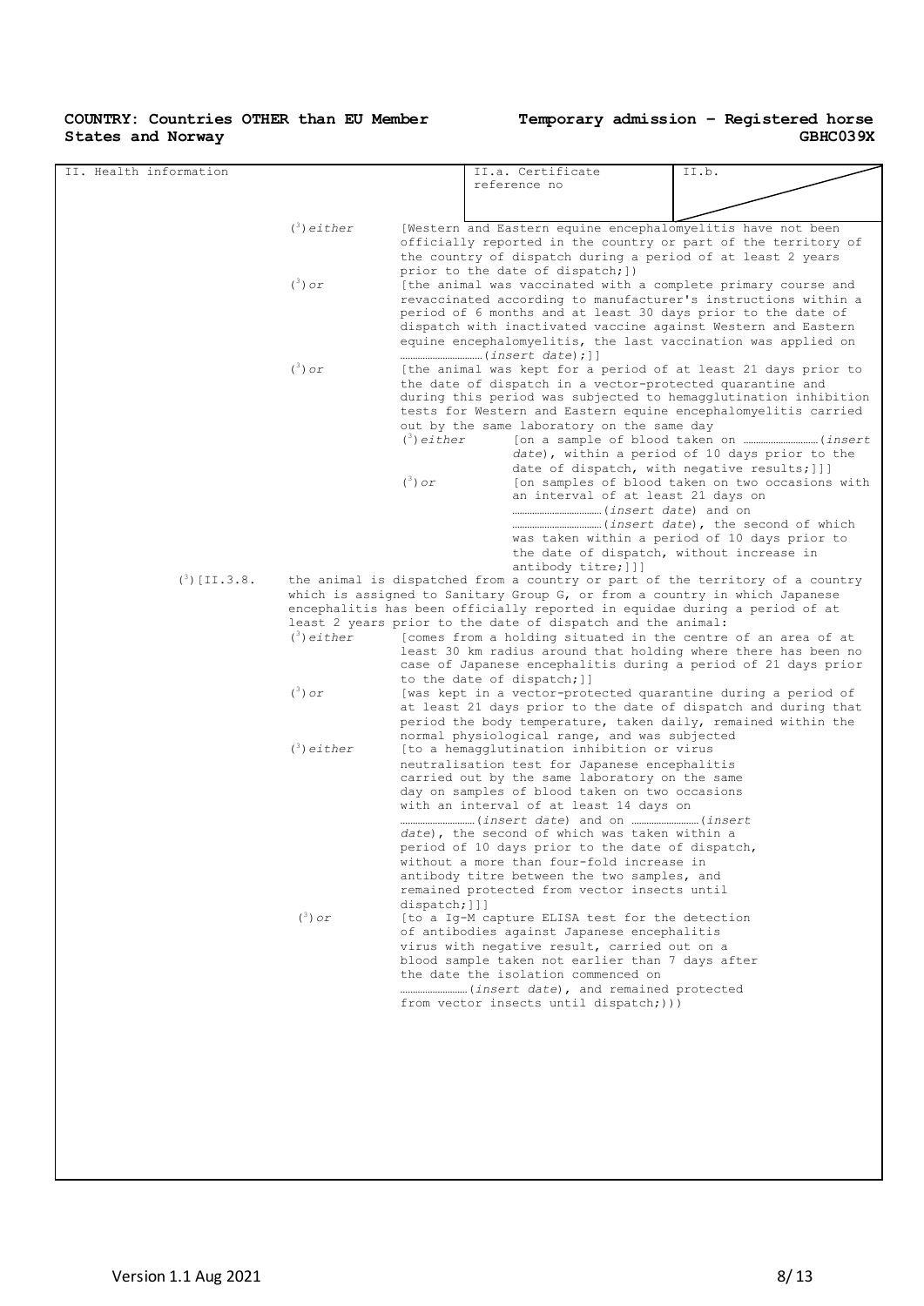**COUNTRY: Countries OTHER than EU Member States and Norway**

**Temporary admission – Registered horse GBHC039X**

| II. Health information | II.a. Certificate reference no | II.b. |
|---|---|---|

(3) *either* [Western and Eastern equine encephalomyelitis have not been officially reported in the country or part of the territory of the country of dispatch during a period of at least 2 years prior to the date of dispatch;])

(3) *or* [the animal was vaccinated with a complete primary course and revaccinated according to manufacturer's instructions within a period of 6 months and at least 30 days prior to the date of dispatch with inactivated vaccine against Western and Eastern equine encephalomyelitis, the last vaccination was applied on ……………… (*insert date*);]]

(3) *or* [the animal was kept for a period of at least 21 days prior to the date of dispatch in a vector-protected quarantine and during this period was subjected to hemagglutination inhibition tests for Western and Eastern equine encephalomyelitis carried out by the same laboratory on the same day

(3) *either* [on a sample of blood taken on ……………… (*insert date*), within a period of 10 days prior to the date of dispatch, with negative results;]]]

(3) *or* [on samples of blood taken on two occasions with an interval of at least 21 days on ……………… (*insert date*) and on ……………… (*insert date*), the second of which was taken within a period of 10 days prior to the date of dispatch, without increase in antibody titre;]]]

(3) [II.3.8. the animal is dispatched from a country or part of the territory of a country which is assigned to Sanitary Group G, or from a country in which Japanese encephalitis has been officially reported in equidae during a period of at least 2 years prior to the date of dispatch and the animal:

(3) *either* [comes from a holding situated in the centre of an area of at least 30 km radius around that holding where there has been no case of Japanese encephalitis during a period of 21 days prior to the date of dispatch;]]

(3) *or* [was kept in a vector-protected quarantine during a period of at least 21 days prior to the date of dispatch and during that period the body temperature, taken daily, remained within the normal physiological range, and was subjected

(3) *either* [to a hemagglutination inhibition or virus neutralisation test for Japanese encephalitis carried out by the same laboratory on the same day on samples of blood taken on two occasions with an interval of at least 14 days on ……………… (*insert date*) and on ……………… (*insert date*), the second of which was taken within a period of 10 days prior to the date of dispatch, without a more than four-fold increase in antibody titre between the two samples, and remained protected from vector insects until dispatch;]]]

(3) *or* [to a Ig-M capture ELISA test for the detection of antibodies against Japanese encephalitis virus with negative result, carried out on a blood sample taken not earlier than 7 days after the date the isolation commenced on ……………… (*insert date*), and remained protected from vector insects until dispatch;)))

Version 1.1 Aug 2021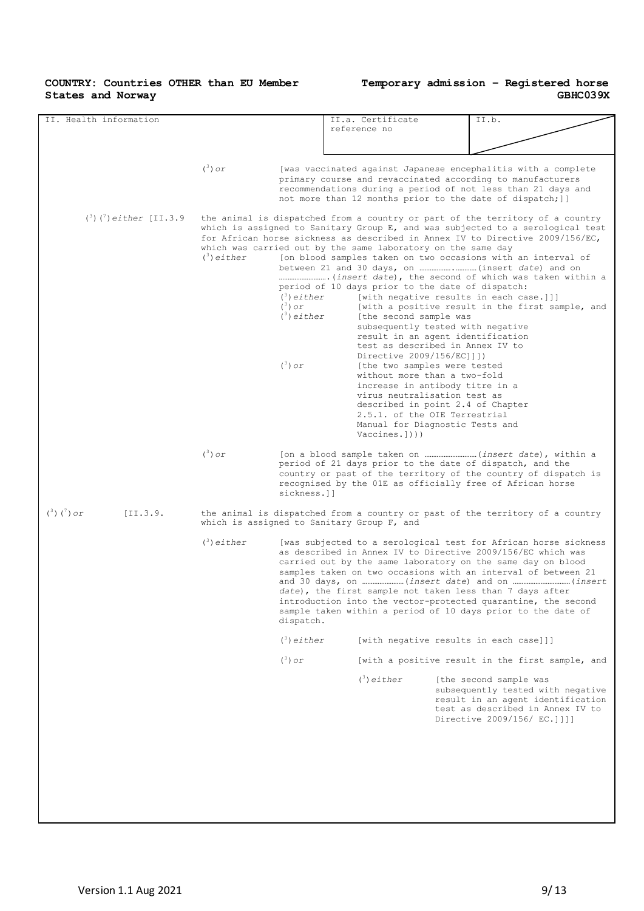| II. Health information | II.a. Certificate reference no | II.b. |
|---|---|---|

(3) *or* [was vaccinated against Japanese encephalitis with a complete primary course and revaccinated according to manufacturers recommendations during a period of not less than 21 days and not more than 12 months prior to the date of dispatch;]]

(3) (7) *either* [II.3.9 the animal is dispatched from a country or part of the territory of a country which is assigned to Sanitary Group E, and was subjected to a serological test for African horse sickness as described in Annex IV to Directive 2009/156/EC, which was carried out by the same laboratory on the same day

(3) *either* [on blood samples taken on two occasions with an interval of between 21 and 30 days, on ……………….………… (*insert date*) and on ……………………….(*insert date*), the second of which was taken within a period of 10 days prior to the date of dispatch:

(3) *either* [with negative results in each case.]]]

(3) *or* [with a positive result in the first sample, and

(3) *either* [the second sample was subsequently tested with negative result in an agent identification test as described in Annex IV to Directive 2009/156/EC]]])

(3) *or* [the two samples were tested without more than a two-fold increase in antibody titre in a virus neutralisation test as described in point 2.4 of Chapter 2.5.1. of the OIE Terrestrial Manual for Diagnostic Tests and Vaccines.]]))

(3) *or* [on a blood sample taken on ………………………… (*insert date*), within a period of 21 days prior to the date of dispatch, and the country or past of the territory of the country of dispatch is recognised by the 01E as officially free of African horse sickness.]]

(3) (7) *or* [II.3.9. the animal is dispatched from a country or past of the territory of a country which is assigned to Sanitary Group F, and

(3) *either* [was subjected to a serological test for African horse sickness as described in Annex IV to Directive 2009/156/EC which was carried out by the same laboratory on the same day on blood samples taken on two occasions with an interval of between 21 and 30 days, on …………………… (*insert date*) and on …………………………… (*insert date*), the first sample not taken less than 7 days after introduction into the vector-protected quarantine, the second sample taken within a period of 10 days prior to the date of dispatch.

(3) *either* [with negative results in each case]]]

(3) *or* [with a positive result in the first sample, and

(3) *either* [the second sample was subsequently tested with negative result in an agent identification test as described in Annex IV to Directive 2009/156/ EC.]]]]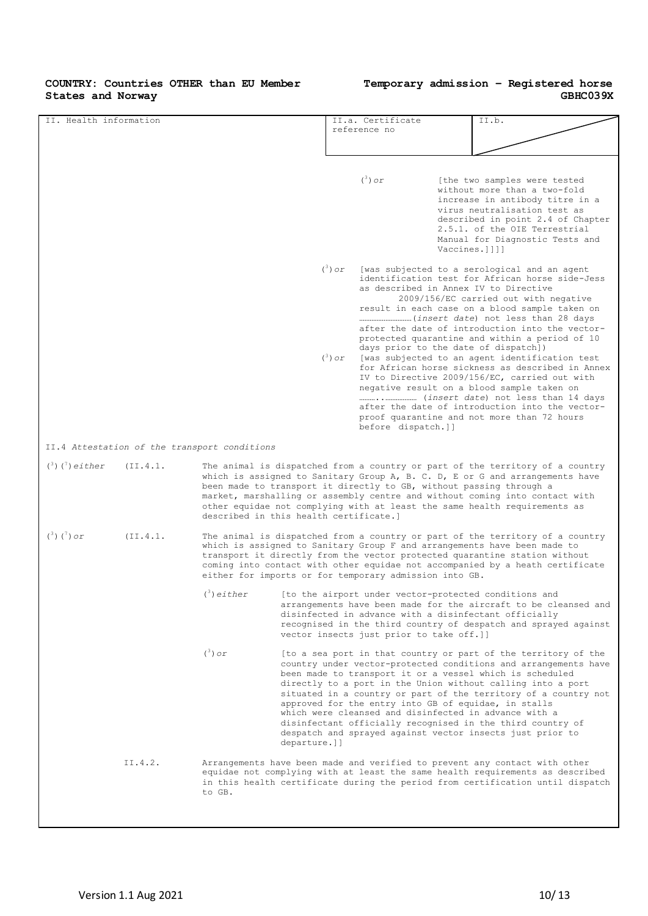| II. Health information | II.a. Certificate reference no | II.b. |
|---|---|---|

(3) or [the two samples were tested without more than a two-fold increase in antibody titre in a virus neutralisation test as described in point 2.4 of Chapter 2.5.1. of the OIE Terrestrial Manual for Diagnostic Tests and Vaccines.]]]]

(3) or [was subjected to a serological and an agent identification test for African horse side-Jess as described in Annex IV to Directive 2009/156/EC carried out with negative result in each case on a blood sample taken on ………………………(*insert date*) not less than 28 days after the date of introduction into the vector-protected quarantine and within a period of 10 days prior to the date of dispatch])

(3) or [was subjected to an agent identification test for African horse sickness as described in Annex IV to Directive 2009/156/EC, carried out with negative result on a blood sample taken on ………..……………… (*insert date*) not less than 14 days after the date of introduction into the vector-proof quarantine and not more than 72 hours before dispatch.]]

*II.4 Attestation of the transport conditions*

(3) (7) *either* (II.4.1. The animal is dispatched from a country or part of the territory of a country which is assigned to Sanitary Group A, B. C. D, E or G and arrangements have been made to transport it directly to GB, without passing through a market, marshalling or assembly centre and without coming into contact with other equidae not complying with at least the same health requirements as described in this health certificate.]

(3) (7) *or* (II.4.1. The animal is dispatched from a country or part of the territory of a country which is assigned to Sanitary Group F and arrangements have been made to transport it directly from the vector protected quarantine station without coming into contact with other equidae not accompanied by a heath certificate either for imports or for temporary admission into GB.

(3) *either* [to the airport under vector-protected conditions and arrangements have been made for the aircraft to be cleansed and disinfected in advance with a disinfectant officially recognised in the third country of despatch and sprayed against vector insects just prior to take off.]]

(3) *or* [to a sea port in that country or part of the territory of the country under vector-protected conditions and arrangements have been made to transport it or a vessel which is scheduled directly to a port in the Union without calling into a port situated in a country or part of the territory of a country not approved for the entry into GB of equidae, in stalls which were cleansed and disinfected in advance with a disinfectant officially recognised in the third country of despatch and sprayed against vector insects just prior to departure.]]

II.4.2. Arrangements have been made and verified to prevent any contact with other equidae not complying with at least the same health requirements as described in this health certificate during the period from certification until dispatch to GB.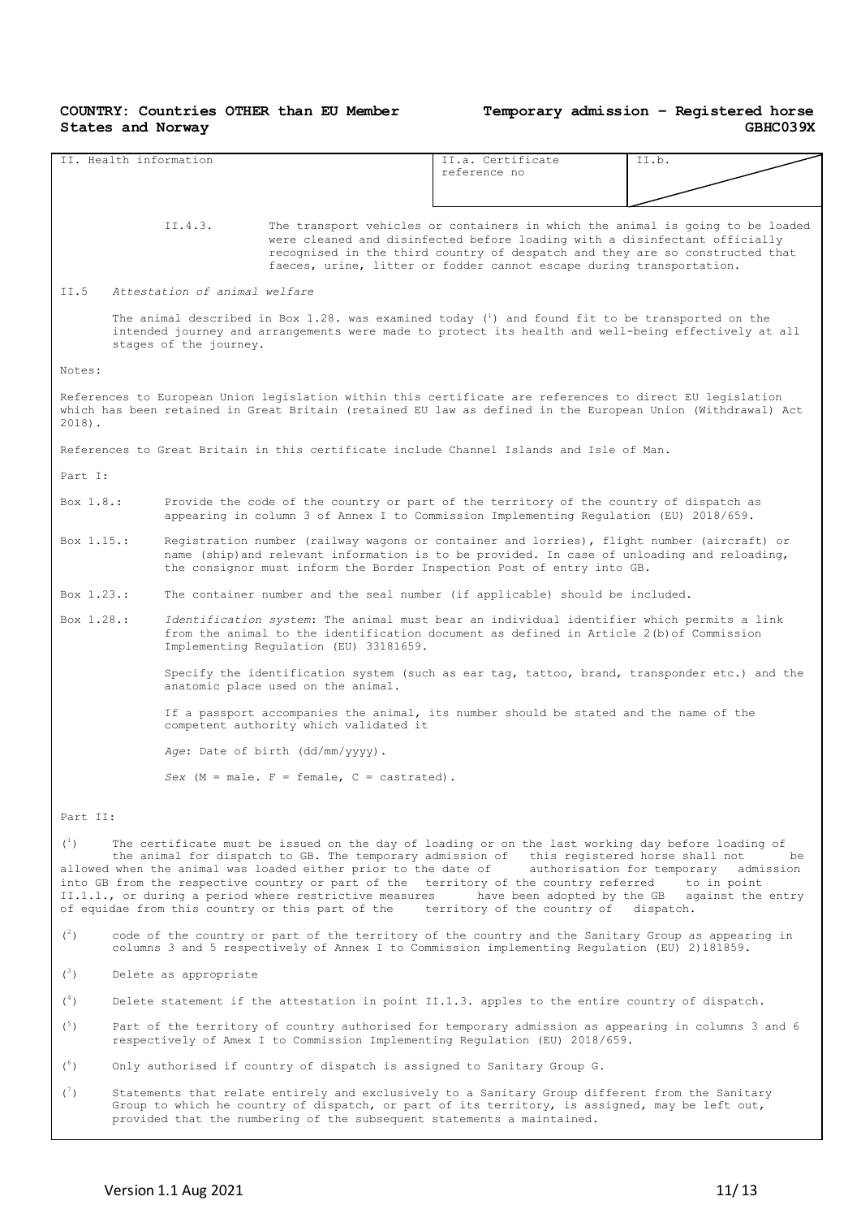**COUNTRY: Countries OTHER than EU Member States and Norway**

**Temporary admission – Registered horse GBHC039X**

| II. Health information | II.a. Certificate reference no | II.b. |
|---|---|---|

II.4.3. The transport vehicles or containers in which the animal is going to be loaded were cleaned and disinfected before loading with a disinfectant officially recognised in the third country of despatch and they are so constructed that faeces, urine, litter or fodder cannot escape during transportation.

II.5 *Attestation of animal welfare*

The animal described in Box 1.28. was examined today [1] and found fit to be transported on the intended journey and arrangements were made to protect its health and well-being effectively at all stages of the journey.

Notes:

References to European Union legislation within this certificate are references to direct EU legislation which has been retained in Great Britain (retained EU law as defined in the European Union (Withdrawal) Act 2018).

References to Great Britain in this certificate include Channel Islands and Isle of Man.

Part I:

Box 1.8.: Provide the code of the country or part of the territory of the country of dispatch as appearing in column 3 of Annex I to Commission Implementing Regulation (EU) 2018/659.

Box 1.15.: Registration number (railway wagons or container and lorries), flight number (aircraft) or name (ship)and relevant information is to be provided. In case of unloading and reloading, the consignor must inform the Border Inspection Post of entry into GB.

Box 1.23.: The container number and the seal number (if applicable) should be included.

Box 1.28.: *Identification system*: The animal must bear an individual identifier which permits a link from the animal to the identification document as defined in Article 2(b)of Commission Implementing Regulation (EU) 33181659.

Specify the identification system (such as ear tag, tattoo, brand, transponder etc.) and the anatomic place used on the animal.

If a passport accompanies the animal, its number should be stated and the name of the competent authority which validated it

*Age*: Date of birth (dd/mm/yyyy).

*Sex* (M = male. F = female, C = castrated).

Part II:

(1) The certificate must be issued on the day of loading or on the last working day before loading of the animal for dispatch to GB. The temporary admission of this registered horse shall not be allowed when the animal was loaded either prior to the date of authorisation for temporary admission into GB from the respective country or part of the territory of the country referred to in point II.1.1., or during a period where restrictive measures have been adopted by the GB against the entry of equidae from this country or this part of the territory of the country of dispatch.

(2) code of the country or part of the territory of the country and the Sanitary Group as appearing in columns 3 and 5 respectively of Annex I to Commission implementing Regulation (EU) 2)181859.

(3) Delete as appropriate

(4) Delete statement if the attestation in point II.1.3. apples to the entire country of dispatch.

(5) Part of the territory of country authorised for temporary admission as appearing in columns 3 and 6 respectively of Amex I to Commission Implementing Regulation (EU) 2018/659.

(6) Only authorised if country of dispatch is assigned to Sanitary Group G.

(7) Statements that relate entirely and exclusively to a Sanitary Group different from the Sanitary Group to which he country of dispatch, or part of its territory, is assigned, may be left out, provided that the numbering of the subsequent statements a maintained.

Version 1.1 Aug 2021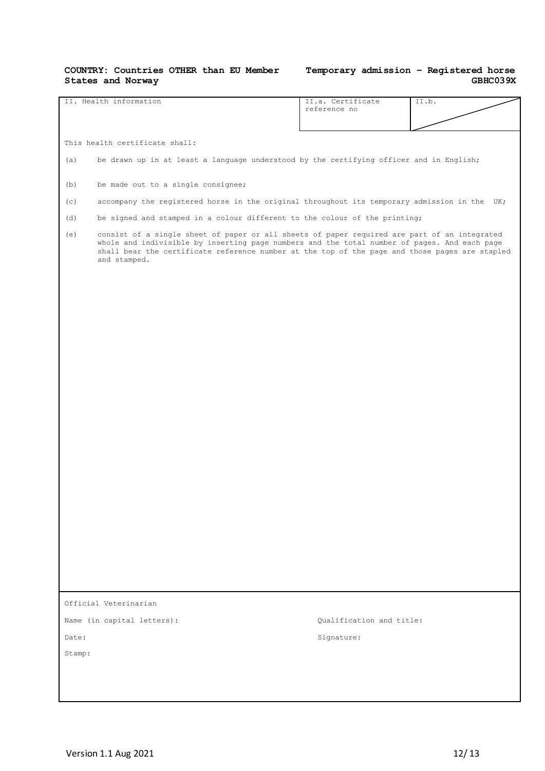**COUNTRY: Countries OTHER than EU Member States and Norway**

**Temporary admission – Registered horse GBHC039X**

| II. Health information | II.a. Certificate reference no | II.b. |
|---|---|---|

This health certificate shall:

(a) be drawn up in at least a language understood by the certifying officer and in English;

(b) be made out to a single consignee;

(c) accompany the registered horse in the original throughout its temporary admission in the UK;

(d) be signed and stamped in a colour different to the colour of the printing;

(e) consist of a single sheet of paper or all sheets of paper required are part of an integrated whole and indivisible by inserting page numbers and the total number of pages. And each page shall bear the certificate reference number at the top of the page and those pages are stapled and stamped.

Official Veterinarian

Name (in capital letters):

Qualification and title:

Date:

Signature:

Stamp:

Version 1.1 Aug 2021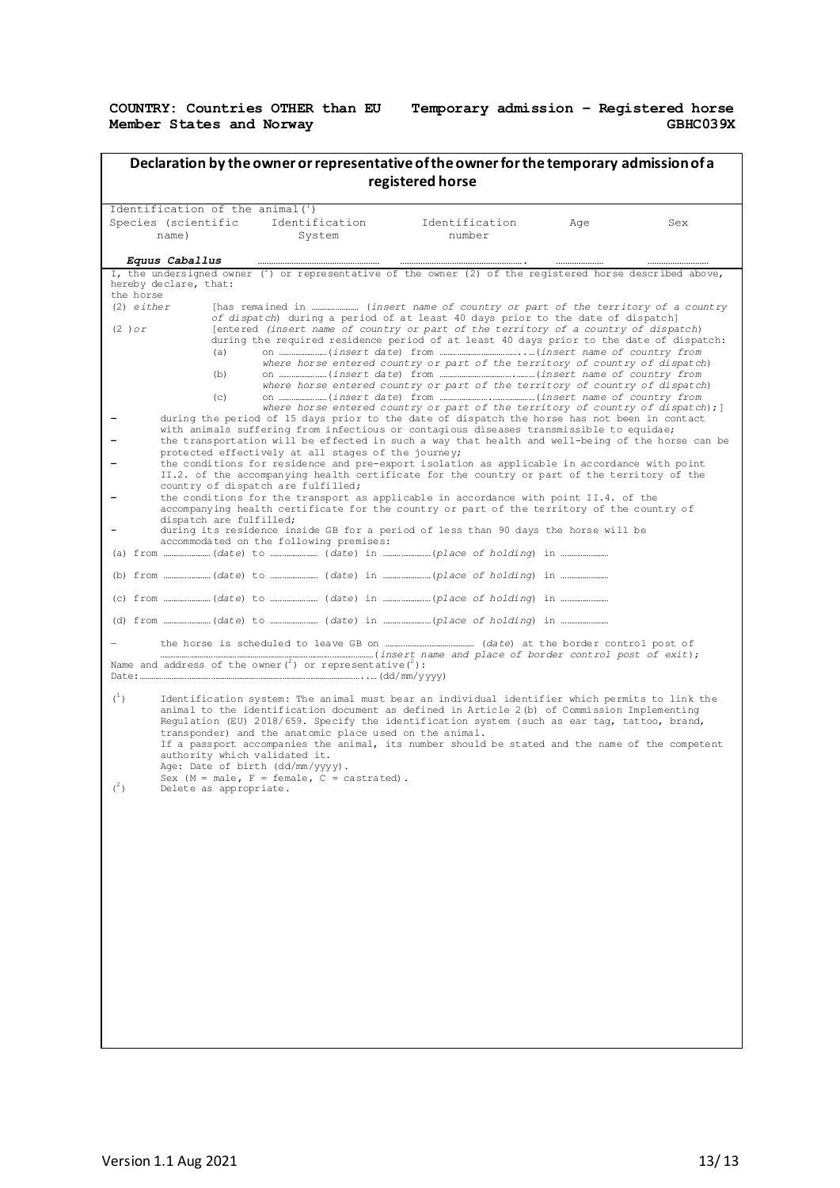**COUNTRY: Countries OTHER than EU Member States and Norway** | **Temporary admission – Registered horse GBHC039X**

## Declaration by the owner or representative of the owner for the temporary admission of a registered horse

Identification of the animal([1])

| Species (scientific name) | Identification System | Identification number | Age | Sex |
|---|---|---|---|---|
| ***Equus Caballus*** | ……………………………………… | ………………………………………. | ………………… | ……………………… |

I, the undersigned owner ([2]) or representative of the owner (2) of the registered horse described above, hereby declare, that:

the horse

(2) *either* [has remained in ………………… (*insert name of country or part of the territory of a country of dispatch*) during a period of at least 40 days prior to the date of dispatch]

(2 )*or* [entered (*insert name of country or part of the territory of a country of dispatch*) during the required residence period of at least 40 days prior to the date of dispatch:

(a) on …………………(*insert date*) from ………………………………...(*insert name of country from where horse entered country or part of the territory of country of dispatch*)

(b) on …………………(*insert date*) from ……………………………..………(*insert name of country from where horse entered country or part of the territory of country of dispatch*)

(c) on …………………(*insert date*) from ……………………..………………(*insert name of country from where horse entered country or part of the territory of country of dispatch*);]

- during the period of 15 days prior to the date of dispatch the horse has not been in contact with animals suffering from infectious or contagious diseases transmissible to equidae;
- the transportation will be effected in such a way that health and well-being of the horse can be protected effectively at all stages of the journey;
- the conditions for residence and pre-export isolation as applicable in accordance with point II.2. of the accompanying health certificate for the country or part of the territory of the country of dispatch are fulfilled;
- the conditions for the transport as applicable in accordance with point II.4. of the accompanying health certificate for the country or part of the territory of the country of dispatch are fulfilled;
- during its residence inside GB for a period of less than 90 days the horse will be accommodated on the following premises:

(a) from …………………(*date*) to ………………… (*date*) in ………………….(*place of holding*) in …………………

(b) from …………………(*date*) to ………………… (*date*) in ………………….(*place of holding*) in …………………

(c) from …………………(*date*) to ………………… (*date*) in ………………….(*place of holding*) in …………………

(d) from …………………(*date*) to ………………… (*date*) in ………………….(*place of holding*) in …………………

- the horse is scheduled to leave GB on ………………………………… (*date*) at the border control post of ……………………………………………………………………(*insert name and place of border control post of exit*);

Name and address of the owner([2]) or representative([2]):

Date:……………………………………………………………………...(dd/mm/yyyy)

([1]) Identification system: The animal must bear an individual identifier which permits to link the animal to the identification document as defined in Article 2(b) of Commission Implementing Regulation (EU) 2018/659. Specify the identification system (such as ear tag, tattoo, brand, transponder) and the anatomic place used on the animal.
If a passport accompanies the animal, its number should be stated and the name of the competent authority which validated it.
Age: Date of birth (dd/mm/yyyy).
Sex (M = male, F = female, C = castrated).

([2]) Delete as appropriate.